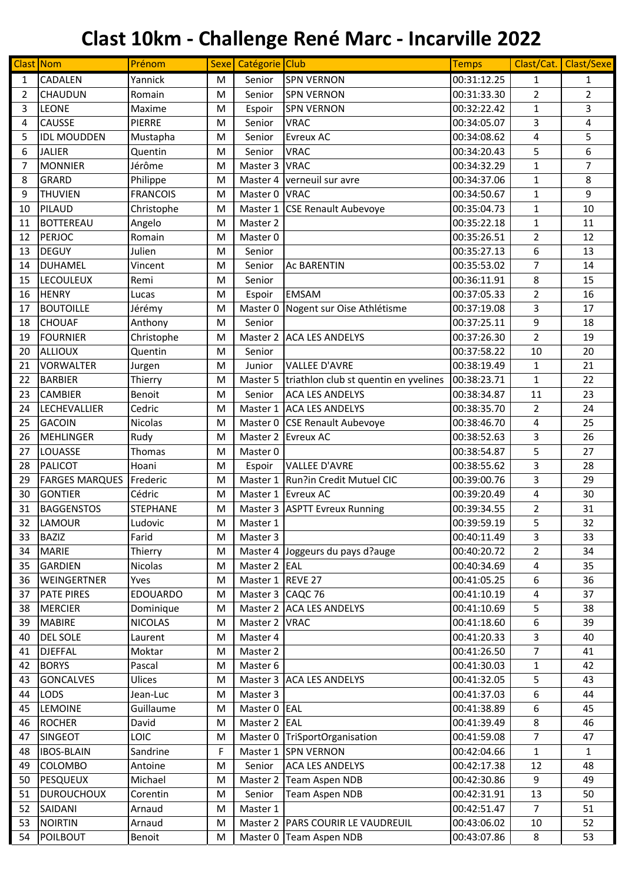# Clast 10km - Challenge René Marc - Incarville 2022

| Clast | Nom | Prénom | Sexe | Catégorie | Club | Temps | Clast/Cat. | Clast/Sexe |
|---|---|---|---|---|---|---|---|---|
| 1 | CADALEN | Yannick | M | Senior | SPN VERNON | 00:31:12.25 | 1 | 1 |
| 2 | CHAUDUN | Romain | M | Senior | SPN VERNON | 00:31:33.30 | 2 | 2 |
| 3 | LEONE | Maxime | M | Espoir | SPN VERNON | 00:32:22.42 | 1 | 3 |
| 4 | CAUSSE | PIERRE | M | Senior | VRAC | 00:34:05.07 | 3 | 4 |
| 5 | IDL MOUDDEN | Mustapha | M | Senior | Evreux AC | 00:34:08.62 | 4 | 5 |
| 6 | JALIER | Quentin | M | Senior | VRAC | 00:34:20.43 | 5 | 6 |
| 7 | MONNIER | Jérôme | M | Master 3 | VRAC | 00:34:32.29 | 1 | 7 |
| 8 | GRARD | Philippe | M | Master 4 | verneuil sur avre | 00:34:37.06 | 1 | 8 |
| 9 | THUVIEN | FRANCOIS | M | Master 0 | VRAC | 00:34:50.67 | 1 | 9 |
| 10 | PILAUD | Christophe | M | Master 1 | CSE Renault Aubevoye | 00:35:04.73 | 1 | 10 |
| 11 | BOTTEREAU | Angelo | M | Master 2 | | 00:35:22.18 | 1 | 11 |
| 12 | PERJOC | Romain | M | Master 0 | | 00:35:26.51 | 2 | 12 |
| 13 | DEGUY | Julien | M | Senior | | 00:35:27.13 | 6 | 13 |
| 14 | DUHAMEL | Vincent | M | Senior | Ac BARENTIN | 00:35:53.02 | 7 | 14 |
| 15 | LECOULEUX | Remi | M | Senior | | 00:36:11.91 | 8 | 15 |
| 16 | HENRY | Lucas | M | Espoir | EMSAM | 00:37:05.33 | 2 | 16 |
| 17 | BOUTOILLE | Jérémy | M | Master 0 | Nogent sur Oise Athlétisme | 00:37:19.08 | 3 | 17 |
| 18 | CHOUAF | Anthony | M | Senior | | 00:37:25.11 | 9 | 18 |
| 19 | FOURNIER | Christophe | M | Master 2 | ACA LES ANDELYS | 00:37:26.30 | 2 | 19 |
| 20 | ALLIOUX | Quentin | M | Senior | | 00:37:58.22 | 10 | 20 |
| 21 | VORWALTER | Jurgen | M | Junior | VALLEE D'AVRE | 00:38:19.49 | 1 | 21 |
| 22 | BARBIER | Thierry | M | Master 5 | triathlon club st quentin en yvelines | 00:38:23.71 | 1 | 22 |
| 23 | CAMBIER | Benoit | M | Senior | ACA LES ANDELYS | 00:38:34.87 | 11 | 23 |
| 24 | LECHEVALLIER | Cedric | M | Master 1 | ACA LES ANDELYS | 00:38:35.70 | 2 | 24 |
| 25 | GACOIN | Nicolas | M | Master 0 | CSE Renault Aubevoye | 00:38:46.70 | 4 | 25 |
| 26 | MEHLINGER | Rudy | M | Master 2 | Evreux AC | 00:38:52.63 | 3 | 26 |
| 27 | LOUASSE | Thomas | M | Master 0 | | 00:38:54.87 | 5 | 27 |
| 28 | PALICOT | Hoani | M | Espoir | VALLEE D'AVRE | 00:38:55.62 | 3 | 28 |
| 29 | FARGES MARQUES | Frederic | M | Master 1 | Run?in Credit Mutuel CIC | 00:39:00.76 | 3 | 29 |
| 30 | GONTIER | Cédric | M | Master 1 | Evreux AC | 00:39:20.49 | 4 | 30 |
| 31 | BAGGENSTOS | STEPHANE | M | Master 3 | ASPTT Evreux Running | 00:39:34.55 | 2 | 31 |
| 32 | LAMOUR | Ludovic | M | Master 1 | | 00:39:59.19 | 5 | 32 |
| 33 | BAZIZ | Farid | M | Master 3 | | 00:40:11.49 | 3 | 33 |
| 34 | MARIE | Thierry | M | Master 4 | Joggeurs du pays d?auge | 00:40:20.72 | 2 | 34 |
| 35 | GARDIEN | Nicolas | M | Master 2 | EAL | 00:40:34.69 | 4 | 35 |
| 36 | WEINGERTNER | Yves | M | Master 1 | REVE 27 | 00:41:05.25 | 6 | 36 |
| 37 | PATE PIRES | EDOUARDO | M | Master 3 | CAQC 76 | 00:41:10.19 | 4 | 37 |
| 38 | MERCIER | Dominique | M | Master 2 | ACA LES ANDELYS | 00:41:10.69 | 5 | 38 |
| 39 | MABIRE | NICOLAS | M | Master 2 | VRAC | 00:41:18.60 | 6 | 39 |
| 40 | DEL SOLE | Laurent | M | Master 4 | | 00:41:20.33 | 3 | 40 |
| 41 | DJEFFAL | Moktar | M | Master 2 | | 00:41:26.50 | 7 | 41 |
| 42 | BORYS | Pascal | M | Master 6 | | 00:41:30.03 | 1 | 42 |
| 43 | GONCALVES | Ulices | M | Master 3 | ACA LES ANDELYS | 00:41:32.05 | 5 | 43 |
| 44 | LODS | Jean-Luc | M | Master 3 | | 00:41:37.03 | 6 | 44 |
| 45 | LEMOINE | Guillaume | M | Master 0 | EAL | 00:41:38.89 | 6 | 45 |
| 46 | ROCHER | David | M | Master 2 | EAL | 00:41:39.49 | 8 | 46 |
| 47 | SINGEOT | LOIC | M | Master 0 | TriSportOrganisation | 00:41:59.08 | 7 | 47 |
| 48 | IBOS-BLAIN | Sandrine | F | Master 1 | SPN VERNON | 00:42:04.66 | 1 | 1 |
| 49 | COLOMBO | Antoine | M | Senior | ACA LES ANDELYS | 00:42:17.38 | 12 | 48 |
| 50 | PESQUEUX | Michael | M | Master 2 | Team Aspen NDB | 00:42:30.86 | 9 | 49 |
| 51 | DUROUCHOUX | Corentin | M | Senior | Team Aspen NDB | 00:42:31.91 | 13 | 50 |
| 52 | SAIDANI | Arnaud | M | Master 1 | | 00:42:51.47 | 7 | 51 |
| 53 | NOIRTIN | Arnaud | M | Master 2 | PARS COURIR LE VAUDREUIL | 00:43:06.02 | 10 | 52 |
| 54 | POILBOUT | Benoit | M | Master 0 | Team Aspen NDB | 00:43:07.86 | 8 | 53 |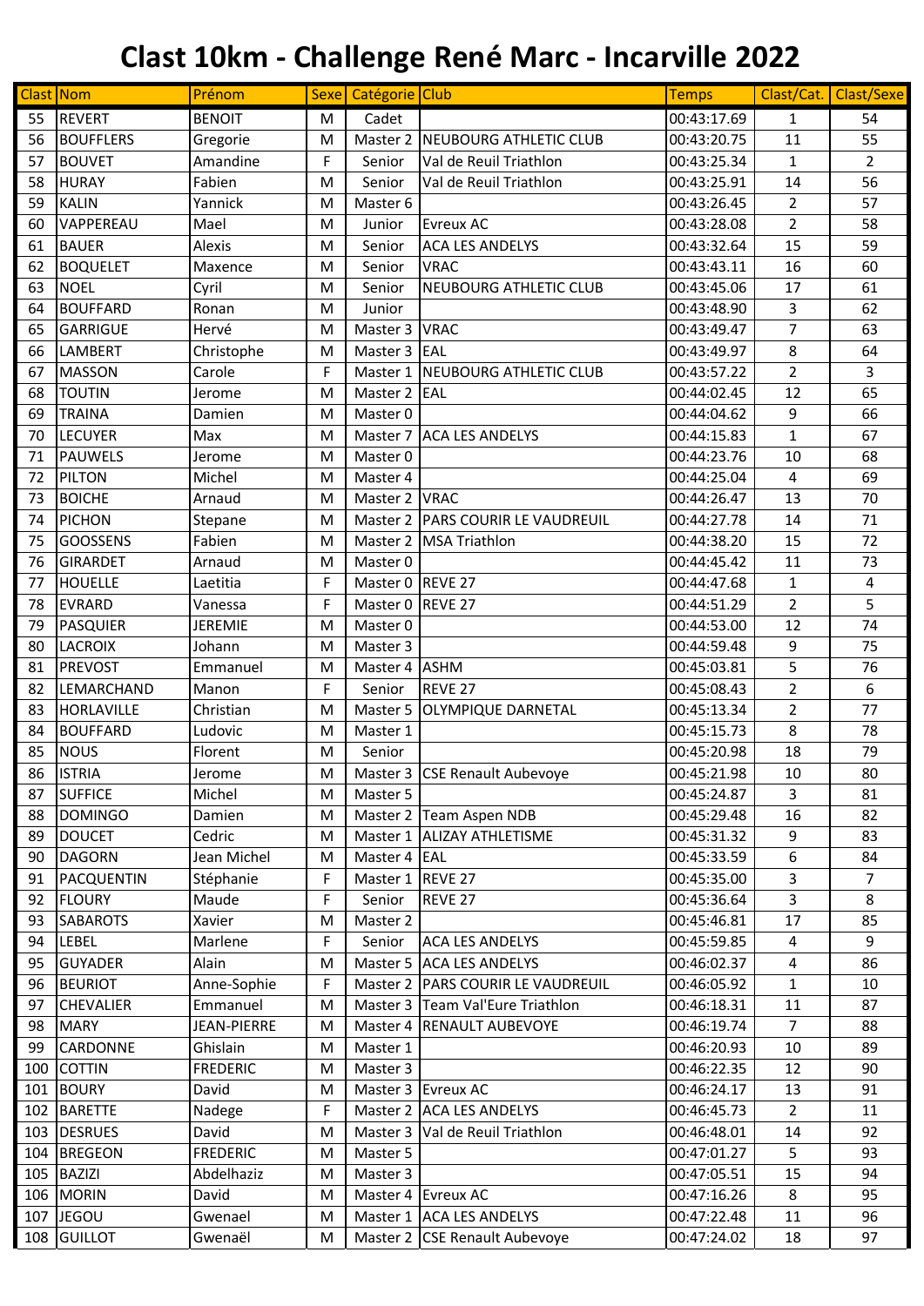# Clast 10km - Challenge René Marc - Incarville 2022

| Clast | Nom | Prénom | Sexe | Catégorie | Club | Temps | Clast/Cat. | Clast/Sexe |
|---|---|---|---|---|---|---|---|---|
| 55 | REVERT | BENOIT | M | Cadet | | 00:43:17.69 | 1 | 54 |
| 56 | BOUFFLERS | Gregorie | M | Master 2 | NEUBOURG ATHLETIC CLUB | 00:43:20.75 | 11 | 55 |
| 57 | BOUVET | Amandine | F | Senior | Val de Reuil Triathlon | 00:43:25.34 | 1 | 2 |
| 58 | HURAY | Fabien | M | Senior | Val de Reuil Triathlon | 00:43:25.91 | 14 | 56 |
| 59 | KALIN | Yannick | M | Master 6 | | 00:43:26.45 | 2 | 57 |
| 60 | VAPPEREAU | Mael | M | Junior | Evreux AC | 00:43:28.08 | 2 | 58 |
| 61 | BAUER | Alexis | M | Senior | ACA LES ANDELYS | 00:43:32.64 | 15 | 59 |
| 62 | BOQUELET | Maxence | M | Senior | VRAC | 00:43:43.11 | 16 | 60 |
| 63 | NOEL | Cyril | M | Senior | NEUBOURG ATHLETIC CLUB | 00:43:45.06 | 17 | 61 |
| 64 | BOUFFARD | Ronan | M | Junior | | 00:43:48.90 | 3 | 62 |
| 65 | GARRIGUE | Hervé | M | Master 3 | VRAC | 00:43:49.47 | 7 | 63 |
| 66 | LAMBERT | Christophe | M | Master 3 | EAL | 00:43:49.97 | 8 | 64 |
| 67 | MASSON | Carole | F | Master 1 | NEUBOURG ATHLETIC CLUB | 00:43:57.22 | 2 | 3 |
| 68 | TOUTIN | Jerome | M | Master 2 | EAL | 00:44:02.45 | 12 | 65 |
| 69 | TRAINA | Damien | M | Master 0 | | 00:44:04.62 | 9 | 66 |
| 70 | LECUYER | Max | M | Master 7 | ACA LES ANDELYS | 00:44:15.83 | 1 | 67 |
| 71 | PAUWELS | Jerome | M | Master 0 | | 00:44:23.76 | 10 | 68 |
| 72 | PILTON | Michel | M | Master 4 | | 00:44:25.04 | 4 | 69 |
| 73 | BOICHE | Arnaud | M | Master 2 | VRAC | 00:44:26.47 | 13 | 70 |
| 74 | PICHON | Stepane | M | Master 2 | PARS COURIR LE VAUDREUIL | 00:44:27.78 | 14 | 71 |
| 75 | GOOSSENS | Fabien | M | Master 2 | MSA Triathlon | 00:44:38.20 | 15 | 72 |
| 76 | GIRARDET | Arnaud | M | Master 0 | | 00:44:45.42 | 11 | 73 |
| 77 | HOUELLE | Laetitia | F | Master 0 | REVE 27 | 00:44:47.68 | 1 | 4 |
| 78 | EVRARD | Vanessa | F | Master 0 | REVE 27 | 00:44:51.29 | 2 | 5 |
| 79 | PASQUIER | JEREMIE | M | Master 0 | | 00:44:53.00 | 12 | 74 |
| 80 | LACROIX | Johann | M | Master 3 | | 00:44:59.48 | 9 | 75 |
| 81 | PREVOST | Emmanuel | M | Master 4 | ASHM | 00:45:03.81 | 5 | 76 |
| 82 | LEMARCHAND | Manon | F | Senior | REVE 27 | 00:45:08.43 | 2 | 6 |
| 83 | HORLAVILLE | Christian | M | Master 5 | OLYMPIQUE DARNETAL | 00:45:13.34 | 2 | 77 |
| 84 | BOUFFARD | Ludovic | M | Master 1 | | 00:45:15.73 | 8 | 78 |
| 85 | NOUS | Florent | M | Senior | | 00:45:20.98 | 18 | 79 |
| 86 | ISTRIA | Jerome | M | Master 3 | CSE Renault Aubevoye | 00:45:21.98 | 10 | 80 |
| 87 | SUFFICE | Michel | M | Master 5 | | 00:45:24.87 | 3 | 81 |
| 88 | DOMINGO | Damien | M | Master 2 | Team Aspen NDB | 00:45:29.48 | 16 | 82 |
| 89 | DOUCET | Cedric | M | Master 1 | ALIZAY ATHLETISME | 00:45:31.32 | 9 | 83 |
| 90 | DAGORN | Jean Michel | M | Master 4 | EAL | 00:45:33.59 | 6 | 84 |
| 91 | PACQUENTIN | Stéphanie | F | Master 1 | REVE 27 | 00:45:35.00 | 3 | 7 |
| 92 | FLOURY | Maude | F | Senior | REVE 27 | 00:45:36.64 | 3 | 8 |
| 93 | SABAROTS | Xavier | M | Master 2 | | 00:45:46.81 | 17 | 85 |
| 94 | LEBEL | Marlene | F | Senior | ACA LES ANDELYS | 00:45:59.85 | 4 | 9 |
| 95 | GUYADER | Alain | M | Master 5 | ACA LES ANDELYS | 00:46:02.37 | 4 | 86 |
| 96 | BEURIOT | Anne-Sophie | F | Master 2 | PARS COURIR LE VAUDREUIL | 00:46:05.92 | 1 | 10 |
| 97 | CHEVALIER | Emmanuel | M | Master 3 | Team Val'Eure Triathlon | 00:46:18.31 | 11 | 87 |
| 98 | MARY | JEAN-PIERRE | M | Master 4 | RENAULT AUBEVOYE | 00:46:19.74 | 7 | 88 |
| 99 | CARDONNE | Ghislain | M | Master 1 | | 00:46:20.93 | 10 | 89 |
| 100 | COTTIN | FREDERIC | M | Master 3 | | 00:46:22.35 | 12 | 90 |
| 101 | BOURY | David | M | Master 3 | Evreux AC | 00:46:24.17 | 13 | 91 |
| 102 | BARETTE | Nadege | F | Master 2 | ACA LES ANDELYS | 00:46:45.73 | 2 | 11 |
| 103 | DESRUES | David | M | Master 3 | Val de Reuil Triathlon | 00:46:48.01 | 14 | 92 |
| 104 | BREGEON | FREDERIC | M | Master 5 | | 00:47:01.27 | 5 | 93 |
| 105 | BAZIZI | Abdelhaziz | M | Master 3 | | 00:47:05.51 | 15 | 94 |
| 106 | MORIN | David | M | Master 4 | Evreux AC | 00:47:16.26 | 8 | 95 |
| 107 | JEGOU | Gwenael | M | Master 1 | ACA LES ANDELYS | 00:47:22.48 | 11 | 96 |
| 108 | GUILLOT | Gwenaël | M | Master 2 | CSE Renault Aubevoye | 00:47:24.02 | 18 | 97 |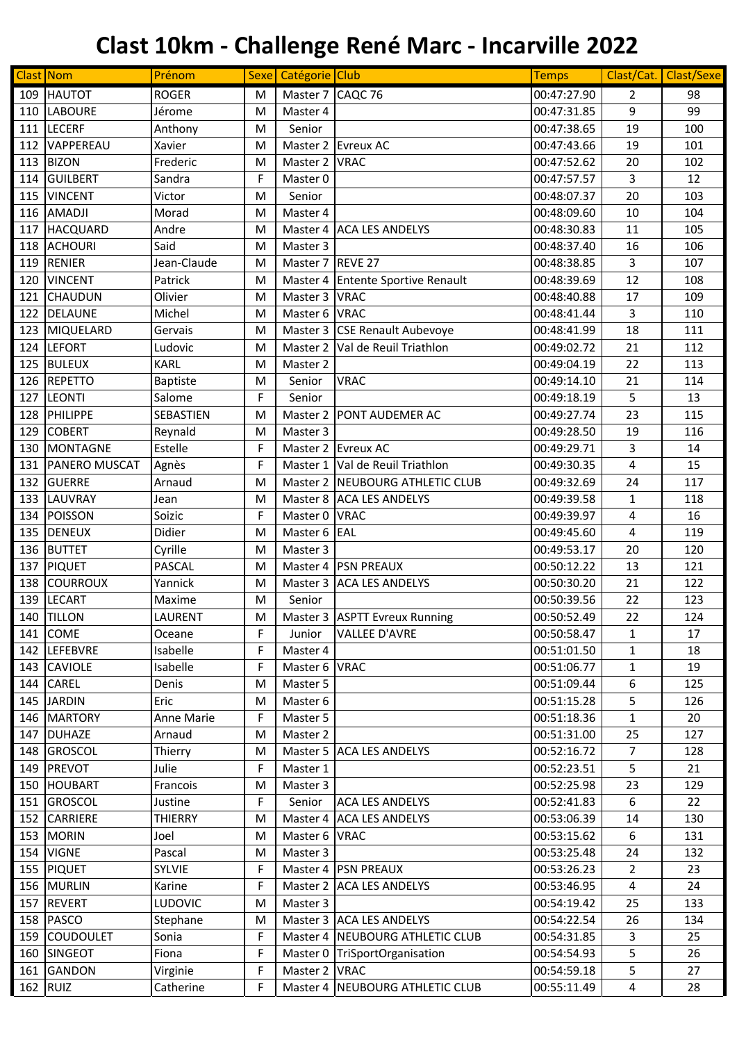# Clast 10km - Challenge René Marc - Incarville 2022

| Clast | Nom | Prénom | Sexe | Catégorie | Club | Temps | Clast/Cat. | Clast/Sexe |
|---|---|---|---|---|---|---|---|---|
| 109 | HAUTOT | ROGER | M | Master 7 | CAQC 76 | 00:47:27.90 | 2 | 98 |
| 110 | LABOURE | Jérome | M | Master 4 | | 00:47:31.85 | 9 | 99 |
| 111 | LECERF | Anthony | M | Senior | | 00:47:38.65 | 19 | 100 |
| 112 | VAPPEREAU | Xavier | M | Master 2 | Evreux AC | 00:47:43.66 | 19 | 101 |
| 113 | BIZON | Frederic | M | Master 2 | VRAC | 00:47:52.62 | 20 | 102 |
| 114 | GUILBERT | Sandra | F | Master 0 | | 00:47:57.57 | 3 | 12 |
| 115 | VINCENT | Victor | M | Senior | | 00:48:07.37 | 20 | 103 |
| 116 | AMADJI | Morad | M | Master 4 | | 00:48:09.60 | 10 | 104 |
| 117 | HACQUARD | Andre | M | Master 4 | ACA LES ANDELYS | 00:48:30.83 | 11 | 105 |
| 118 | ACHOURI | Said | M | Master 3 | | 00:48:37.40 | 16 | 106 |
| 119 | RENIER | Jean-Claude | M | Master 7 | REVE 27 | 00:48:38.85 | 3 | 107 |
| 120 | VINCENT | Patrick | M | Master 4 | Entente Sportive Renault | 00:48:39.69 | 12 | 108 |
| 121 | CHAUDUN | Olivier | M | Master 3 | VRAC | 00:48:40.88 | 17 | 109 |
| 122 | DELAUNE | Michel | M | Master 6 | VRAC | 00:48:41.44 | 3 | 110 |
| 123 | MIQUELARD | Gervais | M | Master 3 | CSE Renault Aubevoye | 00:48:41.99 | 18 | 111 |
| 124 | LEFORT | Ludovic | M | Master 2 | Val de Reuil Triathlon | 00:49:02.72 | 21 | 112 |
| 125 | BULEUX | KARL | M | Master 2 | | 00:49:04.19 | 22 | 113 |
| 126 | REPETTO | Baptiste | M | Senior | VRAC | 00:49:14.10 | 21 | 114 |
| 127 | LEONTI | Salome | F | Senior | | 00:49:18.19 | 5 | 13 |
| 128 | PHILIPPE | SEBASTIEN | M | Master 2 | PONT AUDEMER AC | 00:49:27.74 | 23 | 115 |
| 129 | COBERT | Reynald | M | Master 3 | | 00:49:28.50 | 19 | 116 |
| 130 | MONTAGNE | Estelle | F | Master 2 | Evreux AC | 00:49:29.71 | 3 | 14 |
| 131 | PANERO MUSCAT | Agnès | F | Master 1 | Val de Reuil Triathlon | 00:49:30.35 | 4 | 15 |
| 132 | GUERRE | Arnaud | M | Master 2 | NEUBOURG ATHLETIC CLUB | 00:49:32.69 | 24 | 117 |
| 133 | LAUVRAY | Jean | M | Master 8 | ACA LES ANDELYS | 00:49:39.58 | 1 | 118 |
| 134 | POISSON | Soizic | F | Master 0 | VRAC | 00:49:39.97 | 4 | 16 |
| 135 | DENEUX | Didier | M | Master 6 | EAL | 00:49:45.60 | 4 | 119 |
| 136 | BUTTET | Cyrille | M | Master 3 | | 00:49:53.17 | 20 | 120 |
| 137 | PIQUET | PASCAL | M | Master 4 | PSN PREAUX | 00:50:12.22 | 13 | 121 |
| 138 | COURROUX | Yannick | M | Master 3 | ACA LES ANDELYS | 00:50:30.20 | 21 | 122 |
| 139 | LECART | Maxime | M | Senior | | 00:50:39.56 | 22 | 123 |
| 140 | TILLON | LAURENT | M | Master 3 | ASPTT Evreux Running | 00:50:52.49 | 22 | 124 |
| 141 | COME | Oceane | F | Junior | VALLEE D'AVRE | 00:50:58.47 | 1 | 17 |
| 142 | LEFEBVRE | Isabelle | F | Master 4 | | 00:51:01.50 | 1 | 18 |
| 143 | CAVIOLE | Isabelle | F | Master 6 | VRAC | 00:51:06.77 | 1 | 19 |
| 144 | CAREL | Denis | M | Master 5 | | 00:51:09.44 | 6 | 125 |
| 145 | JARDIN | Eric | M | Master 6 | | 00:51:15.28 | 5 | 126 |
| 146 | MARTORY | Anne Marie | F | Master 5 | | 00:51:18.36 | 1 | 20 |
| 147 | DUHAZE | Arnaud | M | Master 2 | | 00:51:31.00 | 25 | 127 |
| 148 | GROSCOL | Thierry | M | Master 5 | ACA LES ANDELYS | 00:52:16.72 | 7 | 128 |
| 149 | PREVOT | Julie | F | Master 1 | | 00:52:23.51 | 5 | 21 |
| 150 | HOUBART | Francois | M | Master 3 | | 00:52:25.98 | 23 | 129 |
| 151 | GROSCOL | Justine | F | Senior | ACA LES ANDELYS | 00:52:41.83 | 6 | 22 |
| 152 | CARRIERE | THIERRY | M | Master 4 | ACA LES ANDELYS | 00:53:06.39 | 14 | 130 |
| 153 | MORIN | Joel | M | Master 6 | VRAC | 00:53:15.62 | 6 | 131 |
| 154 | VIGNE | Pascal | M | Master 3 | | 00:53:25.48 | 24 | 132 |
| 155 | PIQUET | SYLVIE | F | Master 4 | PSN PREAUX | 00:53:26.23 | 2 | 23 |
| 156 | MURLIN | Karine | F | Master 2 | ACA LES ANDELYS | 00:53:46.95 | 4 | 24 |
| 157 | REVERT | LUDOVIC | M | Master 3 | | 00:54:19.42 | 25 | 133 |
| 158 | PASCO | Stephane | M | Master 3 | ACA LES ANDELYS | 00:54:22.54 | 26 | 134 |
| 159 | COUDOULET | Sonia | F | Master 4 | NEUBOURG ATHLETIC CLUB | 00:54:31.85 | 3 | 25 |
| 160 | SINGEOT | Fiona | F | Master 0 | TriSportOrganisation | 00:54:54.93 | 5 | 26 |
| 161 | GANDON | Virginie | F | Master 2 | VRAC | 00:54:59.18 | 5 | 27 |
| 162 | RUIZ | Catherine | F | Master 4 | NEUBOURG ATHLETIC CLUB | 00:55:11.49 | 4 | 28 |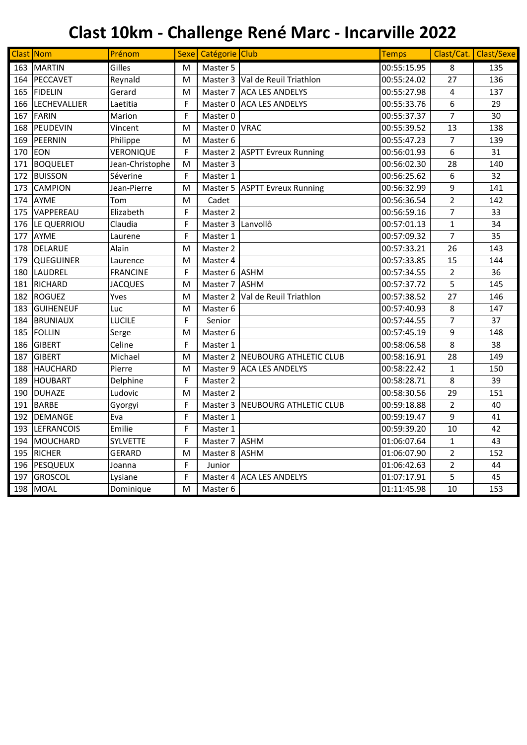# Clast 10km - Challenge René Marc - Incarville 2022

| Clast | Nom | Prénom | Sexe | Catégorie | Club | Temps | Clast/Cat. | Clast/Sexe |
|---|---|---|---|---|---|---|---|---|
| 163 | MARTIN | Gilles | M | Master 5 | | 00:55:15.95 | 8 | 135 |
| 164 | PECCAVET | Reynald | M | Master 3 | Val de Reuil Triathlon | 00:55:24.02 | 27 | 136 |
| 165 | FIDELIN | Gerard | M | Master 7 | ACA LES ANDELYS | 00:55:27.98 | 4 | 137 |
| 166 | LECHEVALLIER | Laetitia | F | Master 0 | ACA LES ANDELYS | 00:55:33.76 | 6 | 29 |
| 167 | FARIN | Marion | F | Master 0 | | 00:55:37.37 | 7 | 30 |
| 168 | PEUDEVIN | Vincent | M | Master 0 | VRAC | 00:55:39.52 | 13 | 138 |
| 169 | PEERNIN | Philippe | M | Master 6 | | 00:55:47.23 | 7 | 139 |
| 170 | EON | VERONIQUE | F | Master 2 | ASPTT Evreux Running | 00:56:01.93 | 6 | 31 |
| 171 | BOQUELET | Jean-Christophe | M | Master 3 | | 00:56:02.30 | 28 | 140 |
| 172 | BUISSON | Séverine | F | Master 1 | | 00:56:25.62 | 6 | 32 |
| 173 | CAMPION | Jean-Pierre | M | Master 5 | ASPTT Evreux Running | 00:56:32.99 | 9 | 141 |
| 174 | AYME | Tom | M | Cadet | | 00:56:36.54 | 2 | 142 |
| 175 | VAPPEREAU | Elizabeth | F | Master 2 | | 00:56:59.16 | 7 | 33 |
| 176 | LE QUERRIOU | Claudia | F | Master 3 | Lanvollô | 00:57:01.13 | 1 | 34 |
| 177 | AYME | Laurene | F | Master 1 | | 00:57:09.32 | 7 | 35 |
| 178 | DELARUE | Alain | M | Master 2 | | 00:57:33.21 | 26 | 143 |
| 179 | QUEGUINER | Laurence | M | Master 4 | | 00:57:33.85 | 15 | 144 |
| 180 | LAUDREL | FRANCINE | F | Master 6 | ASHM | 00:57:34.55 | 2 | 36 |
| 181 | RICHARD | JACQUES | M | Master 7 | ASHM | 00:57:37.72 | 5 | 145 |
| 182 | ROGUEZ | Yves | M | Master 2 | Val de Reuil Triathlon | 00:57:38.52 | 27 | 146 |
| 183 | GUIHENEUF | Luc | M | Master 6 | | 00:57:40.93 | 8 | 147 |
| 184 | BRUNIAUX | LUCILE | F | Senior | | 00:57:44.55 | 7 | 37 |
| 185 | FOLLIN | Serge | M | Master 6 | | 00:57:45.19 | 9 | 148 |
| 186 | GIBERT | Celine | F | Master 1 | | 00:58:06.58 | 8 | 38 |
| 187 | GIBERT | Michael | M | Master 2 | NEUBOURG ATHLETIC CLUB | 00:58:16.91 | 28 | 149 |
| 188 | HAUCHARD | Pierre | M | Master 9 | ACA LES ANDELYS | 00:58:22.42 | 1 | 150 |
| 189 | HOUBART | Delphine | F | Master 2 | | 00:58:28.71 | 8 | 39 |
| 190 | DUHAZE | Ludovic | M | Master 2 | | 00:58:30.56 | 29 | 151 |
| 191 | BARBE | Gyorgyi | F | Master 3 | NEUBOURG ATHLETIC CLUB | 00:59:18.88 | 2 | 40 |
| 192 | DEMANGE | Eva | F | Master 1 | | 00:59:19.47 | 9 | 41 |
| 193 | LEFRANCOIS | Emilie | F | Master 1 | | 00:59:39.20 | 10 | 42 |
| 194 | MOUCHARD | SYLVETTE | F | Master 7 | ASHM | 01:06:07.64 | 1 | 43 |
| 195 | RICHER | GERARD | M | Master 8 | ASHM | 01:06:07.90 | 2 | 152 |
| 196 | PESQUEUX | Joanna | F | Junior | | 01:06:42.63 | 2 | 44 |
| 197 | GROSCOL | Lysiane | F | Master 4 | ACA LES ANDELYS | 01:07:17.91 | 5 | 45 |
| 198 | MOAL | Dominique | M | Master 6 | | 01:11:45.98 | 10 | 153 |